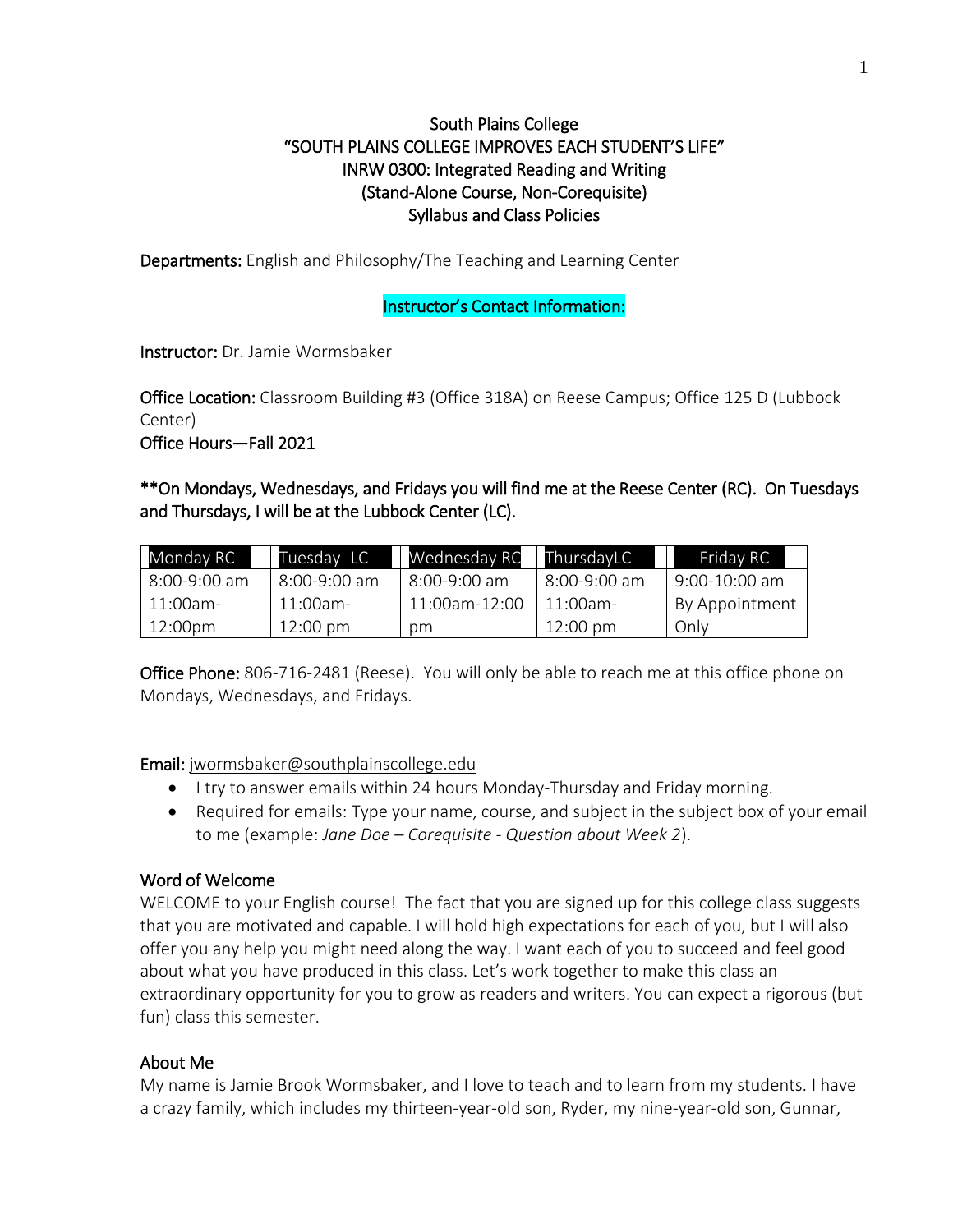# South Plains College
## "SOUTH PLAINS COLLEGE IMPROVES EACH STUDENT'S LIFE"
## INRW 0300: Integrated Reading and Writing
## (Stand-Alone Course, Non-Corequisite)
## Syllabus and Class Policies

**Departments:** English and Philosophy/The Teaching and Learning Center

**Instructor's Contact Information:**

**Instructor:** Dr. Jamie Wormsbaker

**Office Location:** Classroom Building #3 (Office 318A) on Reese Campus; Office 125 D (Lubbock Center)

**Office Hours—Fall 2021**

**\*\*On Mondays, Wednesdays, and Fridays you will find me at the Reese Center (RC). On Tuesdays and Thursdays, I will be at the Lubbock Center (LC).**

| Monday RC | Tuesday LC | Wednesday RC | ThursdayLC | Friday RC |
|---|---|---|---|---|
| 8:00-9:00 am<br>11:00am-12:00pm | 8:00-9:00 am<br>11:00am-12:00 pm | 8:00-9:00 am<br>11:00am-12:00 pm | 8:00-9:00 am<br>11:00am-12:00 pm | 9:00-10:00 am<br>By Appointment Only |

**Office Phone:** 806-716-2481 (Reese). You will only be able to reach me at this office phone on Mondays, Wednesdays, and Fridays.

**Email:** jwormsbaker@southplainscollege.edu

- I try to answer emails within 24 hours Monday-Thursday and Friday morning.
- Required for emails: Type your name, course, and subject in the subject box of your email to me (example: *Jane Doe – Corequisite - Question about Week 2*).

### Word of Welcome

WELCOME to your English course! The fact that you are signed up for this college class suggests that you are motivated and capable. I will hold high expectations for each of you, but I will also offer you any help you might need along the way. I want each of you to succeed and feel good about what you have produced in this class. Let's work together to make this class an extraordinary opportunity for you to grow as readers and writers. You can expect a rigorous (but fun) class this semester.

### About Me

My name is Jamie Brook Wormsbaker, and I love to teach and to learn from my students. I have a crazy family, which includes my thirteen-year-old son, Ryder, my nine-year-old son, Gunnar,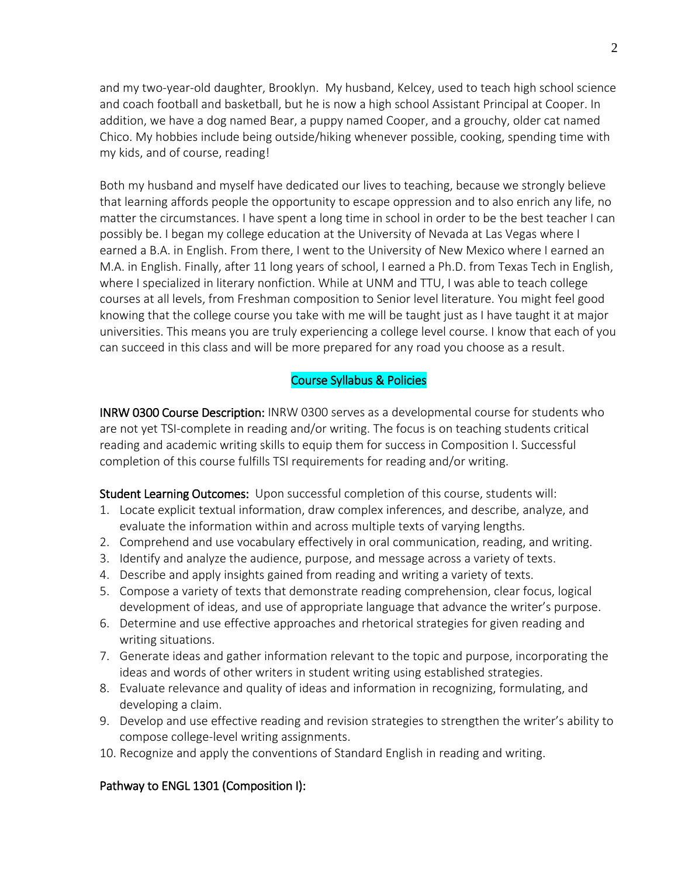and my two-year-old daughter, Brooklyn. My husband, Kelcey, used to teach high school science and coach football and basketball, but he is now a high school Assistant Principal at Cooper. In addition, we have a dog named Bear, a puppy named Cooper, and a grouchy, older cat named Chico. My hobbies include being outside/hiking whenever possible, cooking, spending time with my kids, and of course, reading!

Both my husband and myself have dedicated our lives to teaching, because we strongly believe that learning affords people the opportunity to escape oppression and to also enrich any life, no matter the circumstances. I have spent a long time in school in order to be the best teacher I can possibly be. I began my college education at the University of Nevada at Las Vegas where I earned a B.A. in English. From there, I went to the University of New Mexico where I earned an M.A. in English. Finally, after 11 long years of school, I earned a Ph.D. from Texas Tech in English, where I specialized in literary nonfiction. While at UNM and TTU, I was able to teach college courses at all levels, from Freshman composition to Senior level literature. You might feel good knowing that the college course you take with me will be taught just as I have taught it at major universities. This means you are truly experiencing a college level course. I know that each of you can succeed in this class and will be more prepared for any road you choose as a result.

## Course Syllabus & Policies

**INRW 0300 Course Description:** INRW 0300 serves as a developmental course for students who are not yet TSI-complete in reading and/or writing. The focus is on teaching students critical reading and academic writing skills to equip them for success in Composition I. Successful completion of this course fulfills TSI requirements for reading and/or writing.

**Student Learning Outcomes:** Upon successful completion of this course, students will:

1. Locate explicit textual information, draw complex inferences, and describe, analyze, and evaluate the information within and across multiple texts of varying lengths.
2. Comprehend and use vocabulary effectively in oral communication, reading, and writing.
3. Identify and analyze the audience, purpose, and message across a variety of texts.
4. Describe and apply insights gained from reading and writing a variety of texts.
5. Compose a variety of texts that demonstrate reading comprehension, clear focus, logical development of ideas, and use of appropriate language that advance the writer's purpose.
6. Determine and use effective approaches and rhetorical strategies for given reading and writing situations.
7. Generate ideas and gather information relevant to the topic and purpose, incorporating the ideas and words of other writers in student writing using established strategies.
8. Evaluate relevance and quality of ideas and information in recognizing, formulating, and developing a claim.
9. Develop and use effective reading and revision strategies to strengthen the writer's ability to compose college-level writing assignments.
10. Recognize and apply the conventions of Standard English in reading and writing.

**Pathway to ENGL 1301 (Composition I):**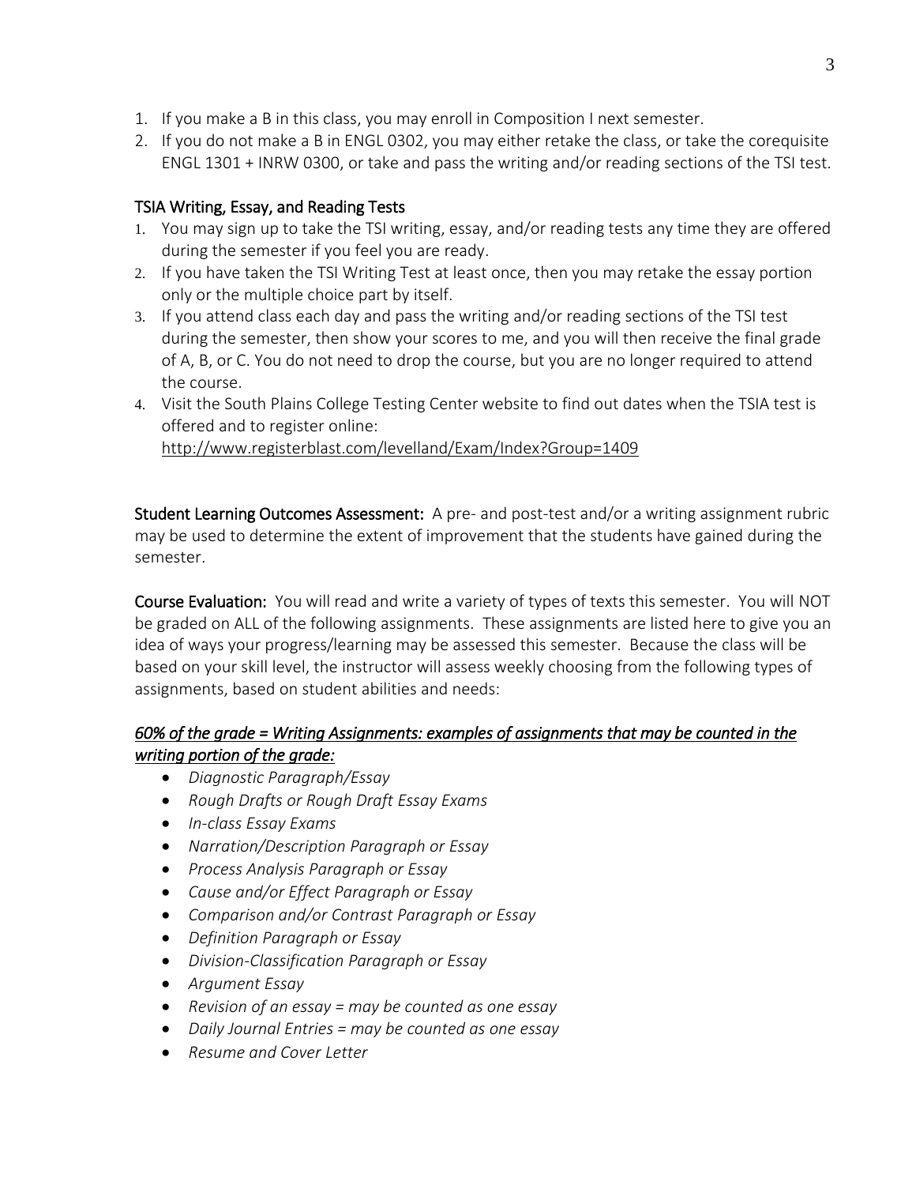1. If you make a B in this class, you may enroll in Composition I next semester.
2. If you do not make a B in ENGL 0302, you may either retake the class, or take the corequisite ENGL 1301 + INRW 0300, or take and pass the writing and/or reading sections of the TSI test.

### TSIA Writing, Essay, and Reading Tests

1. You may sign up to take the TSI writing, essay, and/or reading tests any time they are offered during the semester if you feel you are ready.
2. If you have taken the TSI Writing Test at least once, then you may retake the essay portion only or the multiple choice part by itself.
3. If you attend class each day and pass the writing and/or reading sections of the TSI test during the semester, then show your scores to me, and you will then receive the final grade of A, B, or C. You do not need to drop the course, but you are no longer required to attend the course.
4. Visit the South Plains College Testing Center website to find out dates when the TSIA test is offered and to register online: http://www.registerblast.com/levelland/Exam/Index?Group=1409

**Student Learning Outcomes Assessment:** A pre- and post-test and/or a writing assignment rubric may be used to determine the extent of improvement that the students have gained during the semester.

**Course Evaluation:** You will read and write a variety of types of texts this semester. You will NOT be graded on ALL of the following assignments. These assignments are listed here to give you an idea of ways your progress/learning may be assessed this semester. Because the class will be based on your skill level, the instructor will assess weekly choosing from the following types of assignments, based on student abilities and needs:

*60% of the grade = Writing Assignments: examples of assignments that may be counted in the writing portion of the grade:*

- *Diagnostic Paragraph/Essay*
- *Rough Drafts or Rough Draft Essay Exams*
- *In-class Essay Exams*
- *Narration/Description Paragraph or Essay*
- *Process Analysis Paragraph or Essay*
- *Cause and/or Effect Paragraph or Essay*
- *Comparison and/or Contrast Paragraph or Essay*
- *Definition Paragraph or Essay*
- *Division-Classification Paragraph or Essay*
- *Argument Essay*
- *Revision of an essay = may be counted as one essay*
- *Daily Journal Entries = may be counted as one essay*
- *Resume and Cover Letter*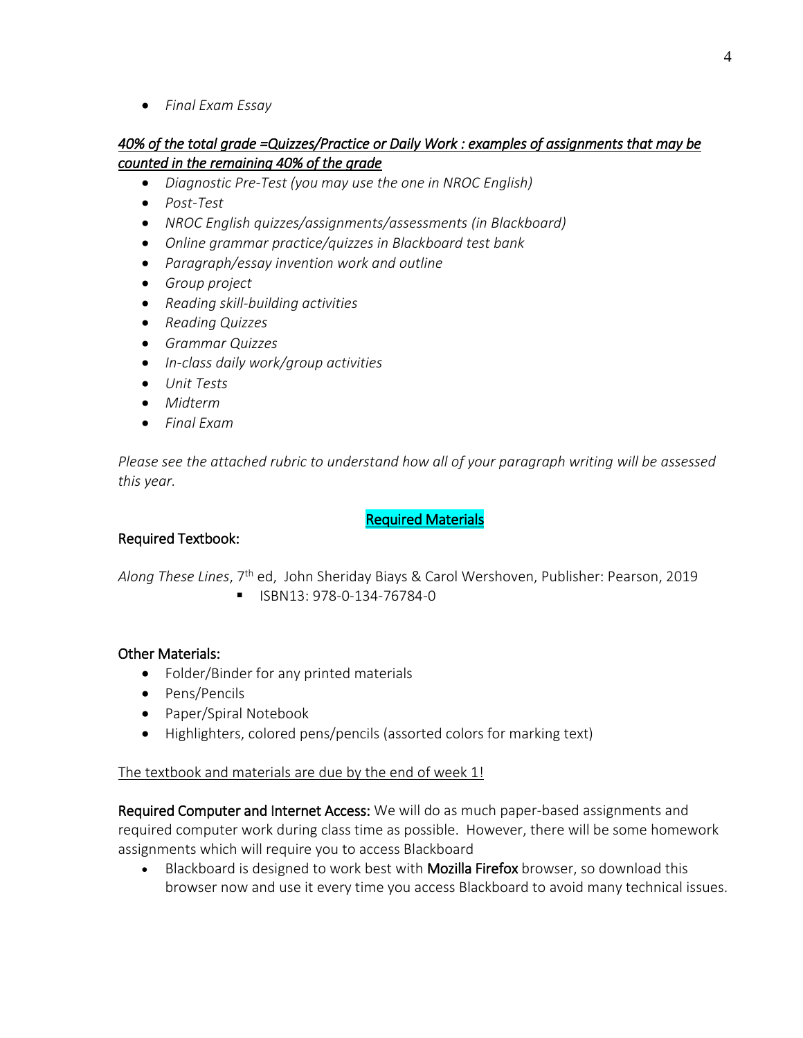- *Final Exam Essay*

***40% of the total grade =Quizzes/Practice or Daily Work : examples of assignments that may be counted in the remaining 40% of the grade***

- *Diagnostic Pre-Test (you may use the one in NROC English)*
- *Post-Test*
- *NROC English quizzes/assignments/assessments (in Blackboard)*
- *Online grammar practice/quizzes in Blackboard test bank*
- *Paragraph/essay invention work and outline*
- *Group project*
- *Reading skill-building activities*
- *Reading Quizzes*
- *Grammar Quizzes*
- *In-class daily work/group activities*
- *Unit Tests*
- *Midterm*
- *Final Exam*

*Please see the attached rubric to understand how all of your paragraph writing will be assessed this year.*

## Required Materials

### Required Textbook:

*Along These Lines*, 7th ed, John Sheriday Biays & Carol Wershoven, Publisher: Pearson, 2019

- ISBN13: 978-0-134-76784-0

### Other Materials:

- Folder/Binder for any printed materials
- Pens/Pencils
- Paper/Spiral Notebook
- Highlighters, colored pens/pencils (assorted colors for marking text)

The textbook and materials are due by the end of week 1!

**Required Computer and Internet Access:** We will do as much paper-based assignments and required computer work during class time as possible. However, there will be some homework assignments which will require you to access Blackboard

- Blackboard is designed to work best with **Mozilla Firefox** browser, so download this browser now and use it every time you access Blackboard to avoid many technical issues.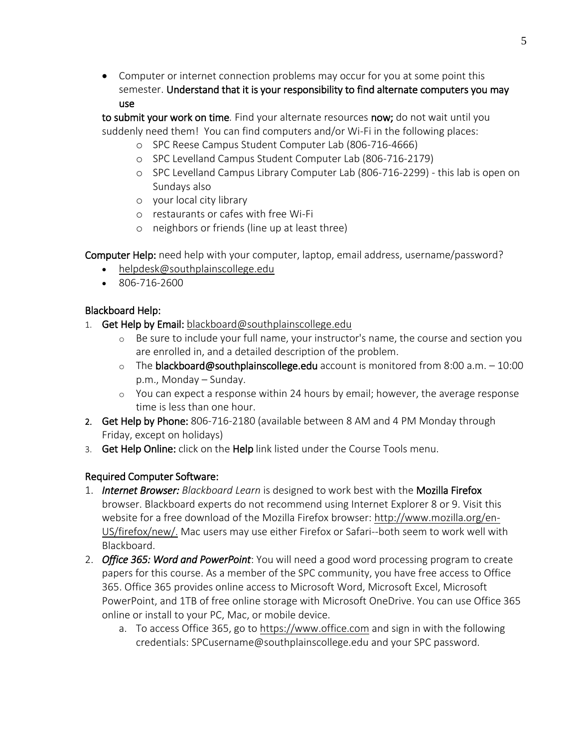- Computer or internet connection problems may occur for you at some point this semester. **Understand that it is your responsibility to find alternate computers you may use**

**to submit your work on time**. Find your alternate resources **now;** do not wait until you suddenly need them! You can find computers and/or Wi-Fi in the following places:

  - SPC Reese Campus Student Computer Lab (806-716-4666)
  - SPC Levelland Campus Student Computer Lab (806-716-2179)
  - SPC Levelland Campus Library Computer Lab (806-716-2299) - this lab is open on Sundays also
  - your local city library
  - restaurants or cafes with free Wi-Fi
  - neighbors or friends (line up at least three)

**Computer Help:** need help with your computer, laptop, email address, username/password?

- helpdesk@southplainscollege.edu
- 806-716-2600

**Blackboard Help:**

1. **Get Help by Email:** blackboard@southplainscollege.edu
   - Be sure to include your full name, your instructor's name, the course and section you are enrolled in, and a detailed description of the problem.
   - The **blackboard@southplainscollege.edu** account is monitored from 8:00 a.m. – 10:00 p.m., Monday – Sunday.
   - You can expect a response within 24 hours by email; however, the average response time is less than one hour.
2. **Get Help by Phone:** 806-716-2180 (available between 8 AM and 4 PM Monday through Friday, except on holidays)
3. **Get Help Online:** click on the **Help** link listed under the Course Tools menu.

**Required Computer Software:**

1. ***Internet Browser:*** *Blackboard Learn* is designed to work best with the **Mozilla Firefox** browser. Blackboard experts do not recommend using Internet Explorer 8 or 9. Visit this website for a free download of the Mozilla Firefox browser: http://www.mozilla.org/en-US/firefox/new/. Mac users may use either Firefox or Safari--both seem to work well with Blackboard.
2. ***Office 365: Word and PowerPoint***: You will need a good word processing program to create papers for this course. As a member of the SPC community, you have free access to Office 365. Office 365 provides online access to Microsoft Word, Microsoft Excel, Microsoft PowerPoint, and 1TB of free online storage with Microsoft OneDrive. You can use Office 365 online or install to your PC, Mac, or mobile device.
   a. To access Office 365, go to https://www.office.com and sign in with the following credentials: SPCusername@southplainscollege.edu and your SPC password.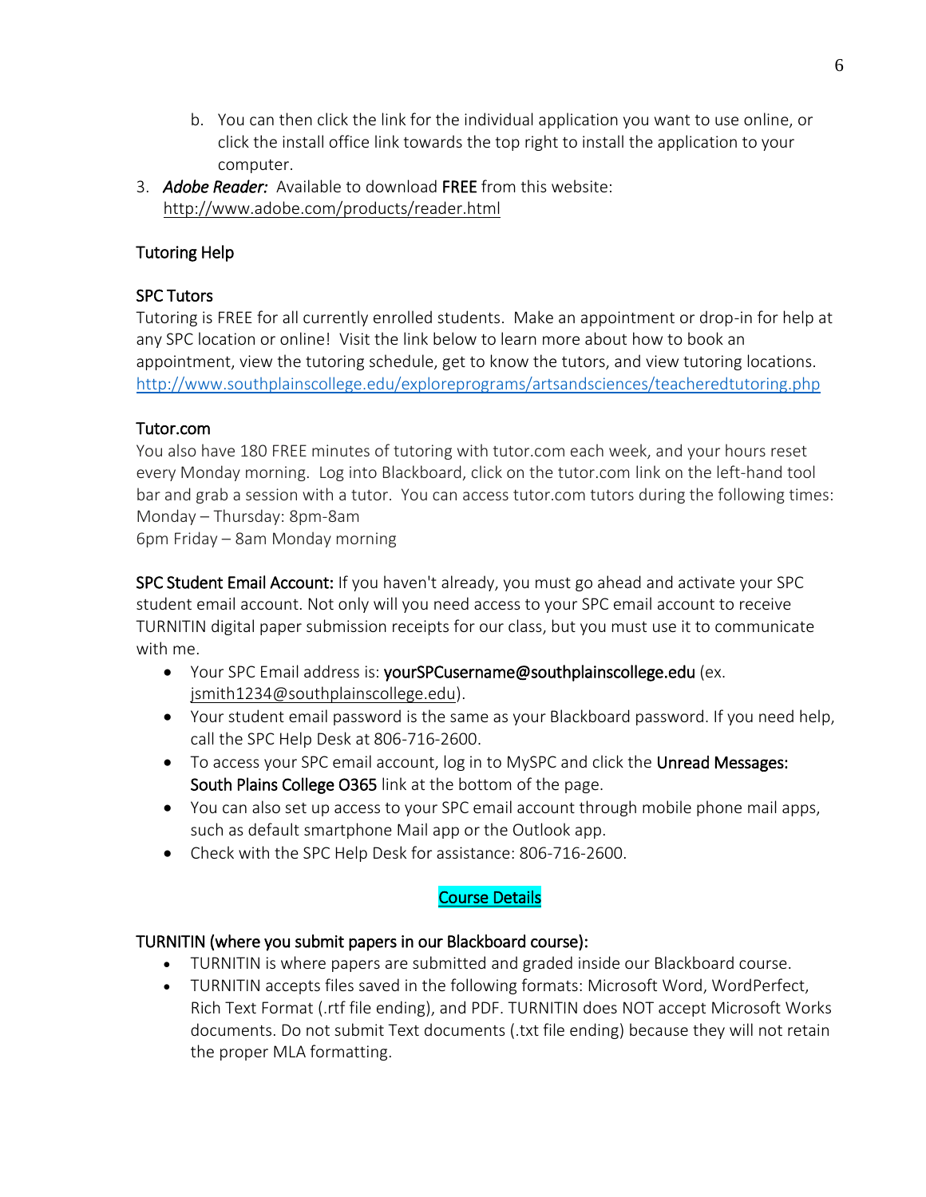b. You can then click the link for the individual application you want to use online, or click the install office link towards the top right to install the application to your computer.

3. ***Adobe Reader:*** Available to download **FREE** from this website: http://www.adobe.com/products/reader.html

## Tutoring Help

### SPC Tutors

Tutoring is FREE for all currently enrolled students. Make an appointment or drop-in for help at any SPC location or online! Visit the link below to learn more about how to book an appointment, view the tutoring schedule, get to know the tutors, and view tutoring locations. http://www.southplainscollege.edu/exploreprograms/artsandsciences/teacheredtutoring.php

### Tutor.com

You also have 180 FREE minutes of tutoring with tutor.com each week, and your hours reset every Monday morning. Log into Blackboard, click on the tutor.com link on the left-hand tool bar and grab a session with a tutor. You can access tutor.com tutors during the following times:
Monday – Thursday: 8pm-8am
6pm Friday – 8am Monday morning

**SPC Student Email Account:** If you haven't already, you must go ahead and activate your SPC student email account. Not only will you need access to your SPC email account to receive TURNITIN digital paper submission receipts for our class, but you must use it to communicate with me.

- Your SPC Email address is: **yourSPCusername@southplainscollege.edu** (ex. jsmith1234@southplainscollege.edu).
- Your student email password is the same as your Blackboard password. If you need help, call the SPC Help Desk at 806-716-2600.
- To access your SPC email account, log in to MySPC and click the **Unread Messages: South Plains College O365** link at the bottom of the page.
- You can also set up access to your SPC email account through mobile phone mail apps, such as default smartphone Mail app or the Outlook app.
- Check with the SPC Help Desk for assistance: 806-716-2600.

## Course Details

### TURNITIN (where you submit papers in our Blackboard course):

- TURNITIN is where papers are submitted and graded inside our Blackboard course.
- TURNITIN accepts files saved in the following formats: Microsoft Word, WordPerfect, Rich Text Format (.rtf file ending), and PDF. TURNITIN does NOT accept Microsoft Works documents. Do not submit Text documents (.txt file ending) because they will not retain the proper MLA formatting.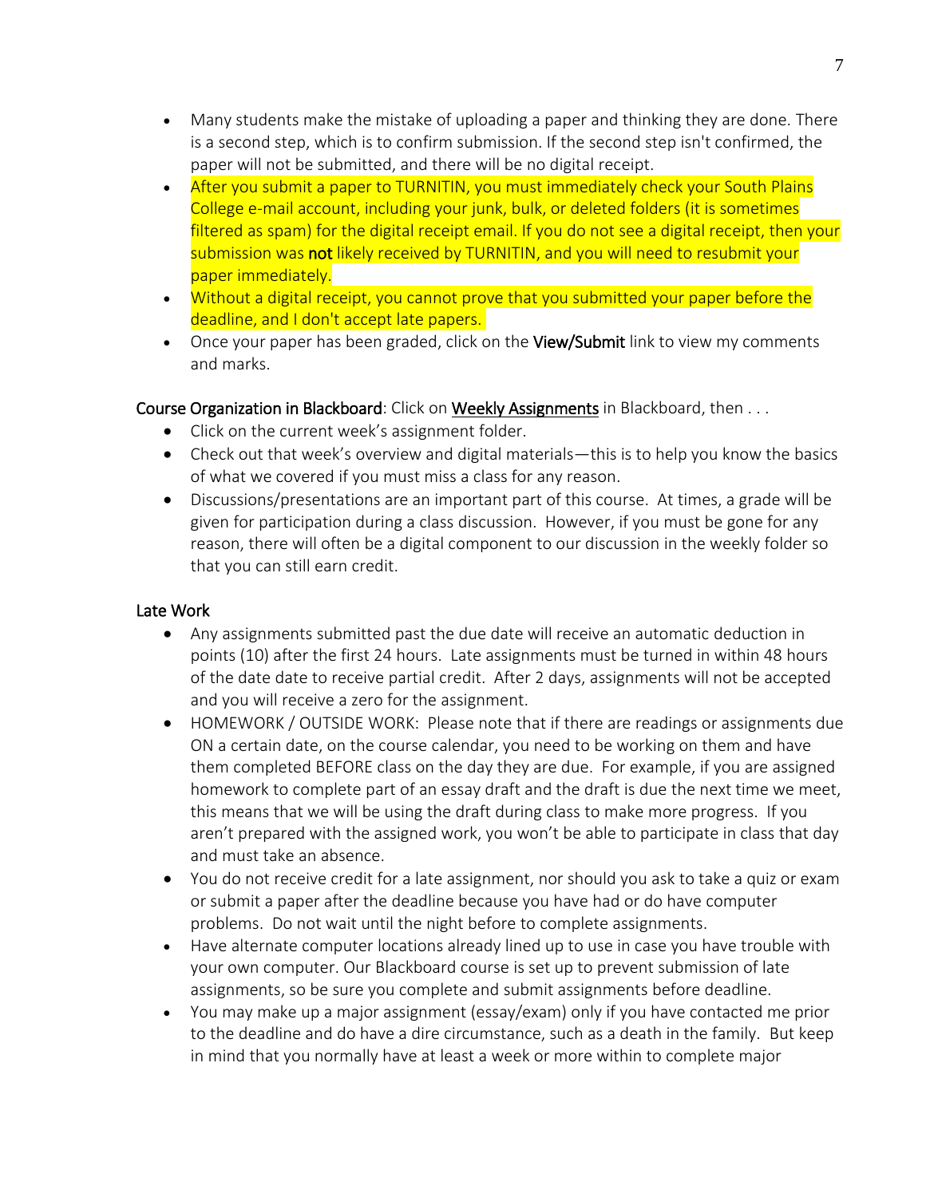- Many students make the mistake of uploading a paper and thinking they are done. There is a second step, which is to confirm submission. If the second step isn't confirmed, the paper will not be submitted, and there will be no digital receipt.
- After you submit a paper to TURNITIN, you must immediately check your South Plains College e-mail account, including your junk, bulk, or deleted folders (it is sometimes filtered as spam) for the digital receipt email. If you do not see a digital receipt, then your submission was **not** likely received by TURNITIN, and you will need to resubmit your paper immediately.
- Without a digital receipt, you cannot prove that you submitted your paper before the deadline, and I don't accept late papers.
- Once your paper has been graded, click on the **View/Submit** link to view my comments and marks.

Course Organization in Blackboard: Click on Weekly Assignments in Blackboard, then . . .

- Click on the current week's assignment folder.
- Check out that week's overview and digital materials—this is to help you know the basics of what we covered if you must miss a class for any reason.
- Discussions/presentations are an important part of this course. At times, a grade will be given for participation during a class discussion. However, if you must be gone for any reason, there will often be a digital component to our discussion in the weekly folder so that you can still earn credit.

### Late Work

- Any assignments submitted past the due date will receive an automatic deduction in points (10) after the first 24 hours. Late assignments must be turned in within 48 hours of the date date to receive partial credit. After 2 days, assignments will not be accepted and you will receive a zero for the assignment.
- HOMEWORK / OUTSIDE WORK: Please note that if there are readings or assignments due ON a certain date, on the course calendar, you need to be working on them and have them completed BEFORE class on the day they are due. For example, if you are assigned homework to complete part of an essay draft and the draft is due the next time we meet, this means that we will be using the draft during class to make more progress. If you aren't prepared with the assigned work, you won't be able to participate in class that day and must take an absence.
- You do not receive credit for a late assignment, nor should you ask to take a quiz or exam or submit a paper after the deadline because you have had or do have computer problems. Do not wait until the night before to complete assignments.
- Have alternate computer locations already lined up to use in case you have trouble with your own computer. Our Blackboard course is set up to prevent submission of late assignments, so be sure you complete and submit assignments before deadline.
- You may make up a major assignment (essay/exam) only if you have contacted me prior to the deadline and do have a dire circumstance, such as a death in the family. But keep in mind that you normally have at least a week or more within to complete major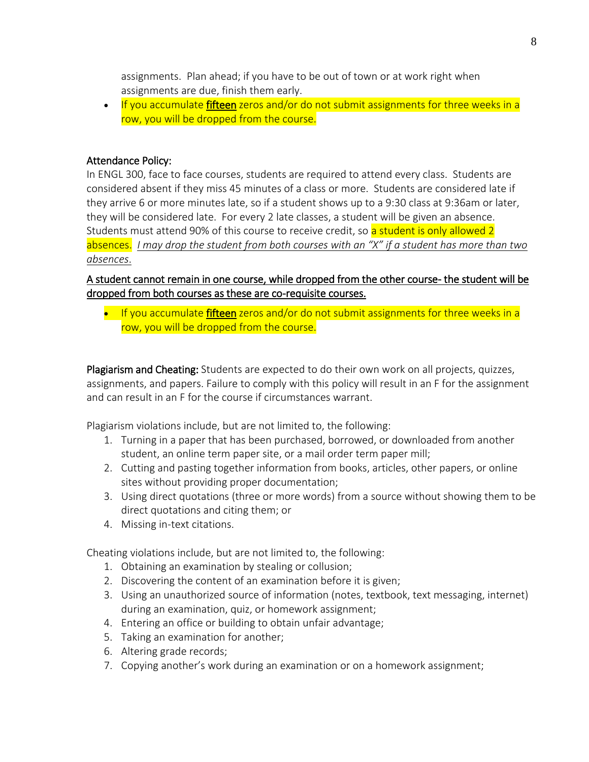assignments. Plan ahead; if you have to be out of town or at work right when assignments are due, finish them early.

- If you accumulate <u>**fifteen**</u> zeros and/or do not submit assignments for three weeks in a row, you will be dropped from the course.

## Attendance Policy:

In ENGL 300, face to face courses, students are required to attend every class. Students are considered absent if they miss 45 minutes of a class or more. Students are considered late if they arrive 6 or more minutes late, so if a student shows up to a 9:30 class at 9:36am or later, they will be considered late. For every 2 late classes, a student will be given an absence. Students must attend 90% of this course to receive credit, so a student is only allowed 2 absences. <u>*I may drop the student from both courses with an "X" if a student has more than two absences*</u>.

<u>A student cannot remain in one course, while dropped from the other course- the student will be dropped from both courses as these are co-requisite courses.</u>

- If you accumulate <u>**fifteen**</u> zeros and/or do not submit assignments for three weeks in a row, you will be dropped from the course.

**Plagiarism and Cheating:** Students are expected to do their own work on all projects, quizzes, assignments, and papers. Failure to comply with this policy will result in an F for the assignment and can result in an F for the course if circumstances warrant.

Plagiarism violations include, but are not limited to, the following:

1. Turning in a paper that has been purchased, borrowed, or downloaded from another student, an online term paper site, or a mail order term paper mill;
2. Cutting and pasting together information from books, articles, other papers, or online sites without providing proper documentation;
3. Using direct quotations (three or more words) from a source without showing them to be direct quotations and citing them; or
4. Missing in-text citations.

Cheating violations include, but are not limited to, the following:

1. Obtaining an examination by stealing or collusion;
2. Discovering the content of an examination before it is given;
3. Using an unauthorized source of information (notes, textbook, text messaging, internet) during an examination, quiz, or homework assignment;
4. Entering an office or building to obtain unfair advantage;
5. Taking an examination for another;
6. Altering grade records;
7. Copying another's work during an examination or on a homework assignment;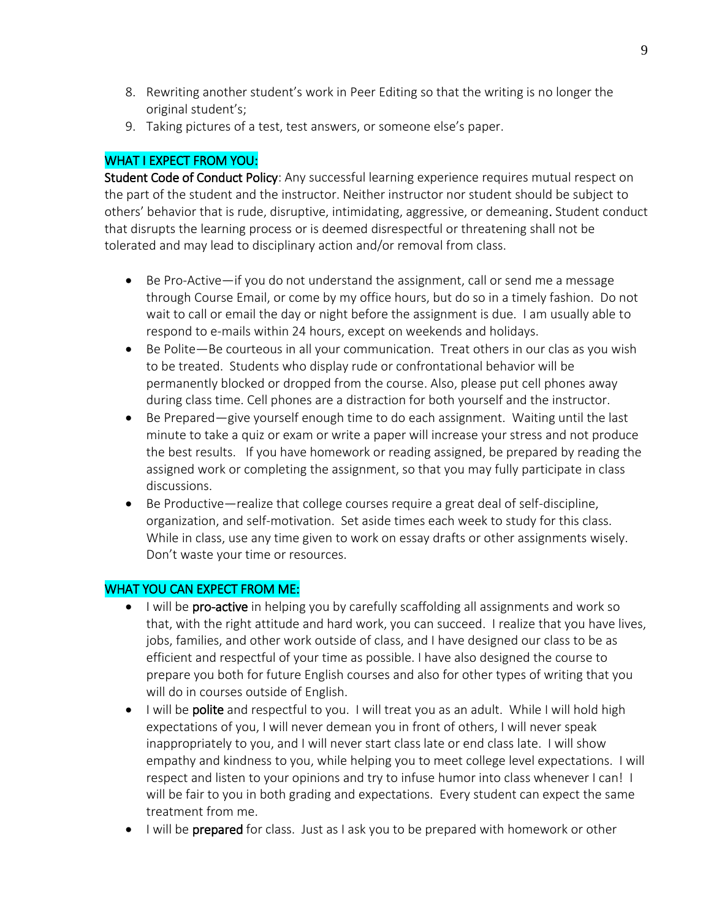8. Rewriting another student's work in Peer Editing so that the writing is no longer the original student's;
9. Taking pictures of a test, test answers, or someone else's paper.

## WHAT I EXPECT FROM YOU:

**Student Code of Conduct Policy**: Any successful learning experience requires mutual respect on the part of the student and the instructor. Neither instructor nor student should be subject to others' behavior that is rude, disruptive, intimidating, aggressive, or demeaning. Student conduct that disrupts the learning process or is deemed disrespectful or threatening shall not be tolerated and may lead to disciplinary action and/or removal from class.

- Be Pro-Active—if you do not understand the assignment, call or send me a message through Course Email, or come by my office hours, but do so in a timely fashion. Do not wait to call or email the day or night before the assignment is due. I am usually able to respond to e-mails within 24 hours, except on weekends and holidays.
- Be Polite—Be courteous in all your communication. Treat others in our clas as you wish to be treated. Students who display rude or confrontational behavior will be permanently blocked or dropped from the course. Also, please put cell phones away during class time. Cell phones are a distraction for both yourself and the instructor.
- Be Prepared—give yourself enough time to do each assignment. Waiting until the last minute to take a quiz or exam or write a paper will increase your stress and not produce the best results. If you have homework or reading assigned, be prepared by reading the assigned work or completing the assignment, so that you may fully participate in class discussions.
- Be Productive—realize that college courses require a great deal of self-discipline, organization, and self-motivation. Set aside times each week to study for this class. While in class, use any time given to work on essay drafts or other assignments wisely. Don't waste your time or resources.

## WHAT YOU CAN EXPECT FROM ME:

- I will be **pro-active** in helping you by carefully scaffolding all assignments and work so that, with the right attitude and hard work, you can succeed. I realize that you have lives, jobs, families, and other work outside of class, and I have designed our class to be as efficient and respectful of your time as possible. I have also designed the course to prepare you both for future English courses and also for other types of writing that you will do in courses outside of English.
- I will be **polite** and respectful to you. I will treat you as an adult. While I will hold high expectations of you, I will never demean you in front of others, I will never speak inappropriately to you, and I will never start class late or end class late. I will show empathy and kindness to you, while helping you to meet college level expectations. I will respect and listen to your opinions and try to infuse humor into class whenever I can! I will be fair to you in both grading and expectations. Every student can expect the same treatment from me.
- I will be **prepared** for class. Just as I ask you to be prepared with homework or other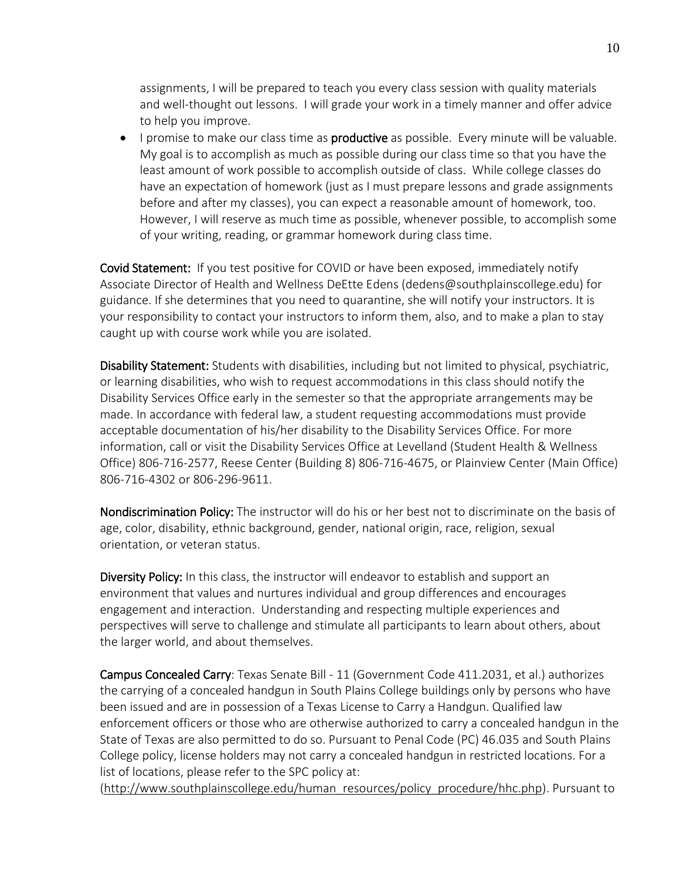assignments, I will be prepared to teach you every class session with quality materials and well-thought out lessons. I will grade your work in a timely manner and offer advice to help you improve.

- I promise to make our class time as **productive** as possible. Every minute will be valuable. My goal is to accomplish as much as possible during our class time so that you have the least amount of work possible to accomplish outside of class. While college classes do have an expectation of homework (just as I must prepare lessons and grade assignments before and after my classes), you can expect a reasonable amount of homework, too. However, I will reserve as much time as possible, whenever possible, to accomplish some of your writing, reading, or grammar homework during class time.

**Covid Statement:** If you test positive for COVID or have been exposed, immediately notify Associate Director of Health and Wellness DeEtte Edens (dedens@southplainscollege.edu) for guidance. If she determines that you need to quarantine, she will notify your instructors. It is your responsibility to contact your instructors to inform them, also, and to make a plan to stay caught up with course work while you are isolated.

**Disability Statement:** Students with disabilities, including but not limited to physical, psychiatric, or learning disabilities, who wish to request accommodations in this class should notify the Disability Services Office early in the semester so that the appropriate arrangements may be made. In accordance with federal law, a student requesting accommodations must provide acceptable documentation of his/her disability to the Disability Services Office. For more information, call or visit the Disability Services Office at Levelland (Student Health & Wellness Office) 806-716-2577, Reese Center (Building 8) 806-716-4675, or Plainview Center (Main Office) 806-716-4302 or 806-296-9611.

**Nondiscrimination Policy:** The instructor will do his or her best not to discriminate on the basis of age, color, disability, ethnic background, gender, national origin, race, religion, sexual orientation, or veteran status.

**Diversity Policy:** In this class, the instructor will endeavor to establish and support an environment that values and nurtures individual and group differences and encourages engagement and interaction. Understanding and respecting multiple experiences and perspectives will serve to challenge and stimulate all participants to learn about others, about the larger world, and about themselves.

**Campus Concealed Carry**: Texas Senate Bill - 11 (Government Code 411.2031, et al.) authorizes the carrying of a concealed handgun in South Plains College buildings only by persons who have been issued and are in possession of a Texas License to Carry a Handgun. Qualified law enforcement officers or those who are otherwise authorized to carry a concealed handgun in the State of Texas are also permitted to do so. Pursuant to Penal Code (PC) 46.035 and South Plains College policy, license holders may not carry a concealed handgun in restricted locations. For a list of locations, please refer to the SPC policy at: (http://www.southplainscollege.edu/human_resources/policy_procedure/hhc.php). Pursuant to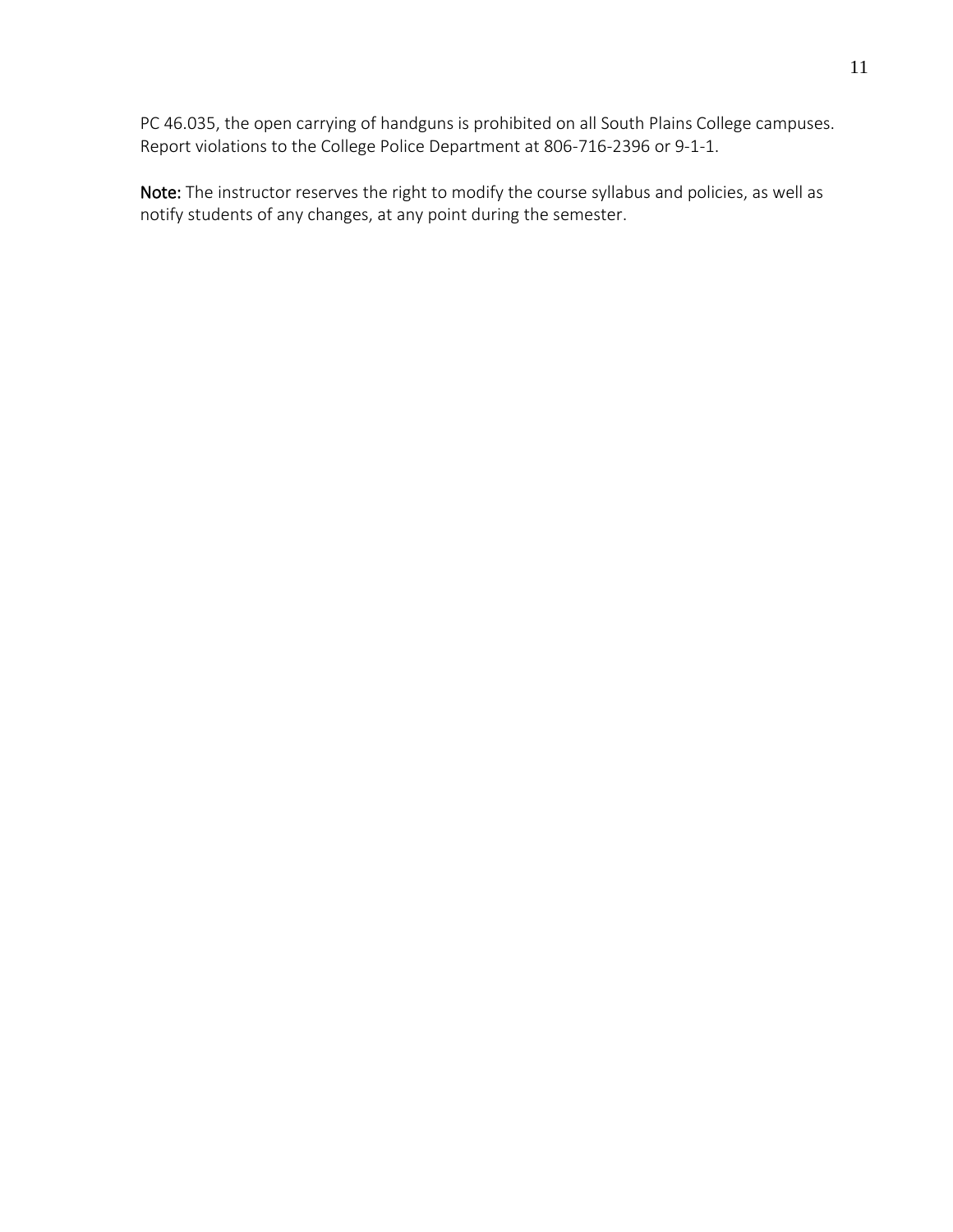PC 46.035, the open carrying of handguns is prohibited on all South Plains College campuses. Report violations to the College Police Department at 806-716-2396 or 9-1-1.

**Note:** The instructor reserves the right to modify the course syllabus and policies, as well as notify students of any changes, at any point during the semester.